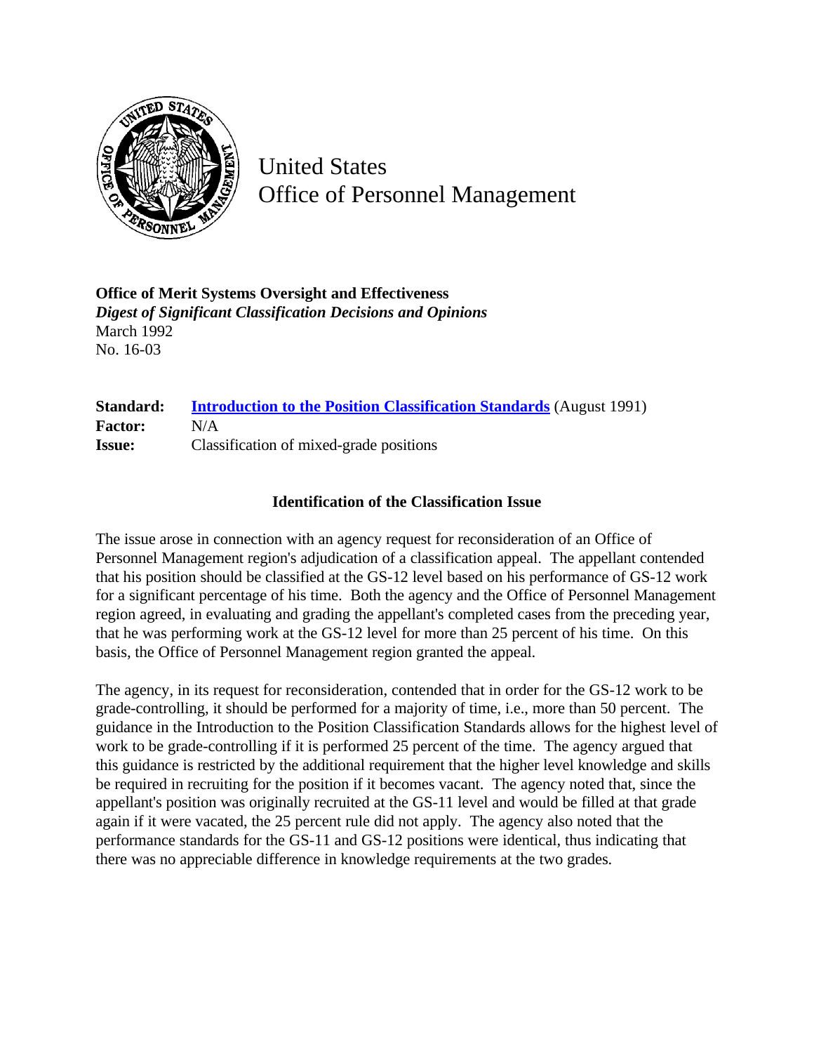United States
Office of Personnel Management

**Office of Merit Systems Oversight and Effectiveness**
***Digest of Significant Classification Decisions and Opinions***
March 1992
No. 16-03

| | |
|---|---|
| **Standard:** | **Introduction to the Position Classification Standards** (August 1991) |
| **Factor:** | N/A |
| **Issue:** | Classification of mixed-grade positions |

### Identification of the Classification Issue

The issue arose in connection with an agency request for reconsideration of an Office of Personnel Management region's adjudication of a classification appeal. The appellant contended that his position should be classified at the GS-12 level based on his performance of GS-12 work for a significant percentage of his time. Both the agency and the Office of Personnel Management region agreed, in evaluating and grading the appellant's completed cases from the preceding year, that he was performing work at the GS-12 level for more than 25 percent of his time. On this basis, the Office of Personnel Management region granted the appeal.

The agency, in its request for reconsideration, contended that in order for the GS-12 work to be grade-controlling, it should be performed for a majority of time, i.e., more than 50 percent. The guidance in the Introduction to the Position Classification Standards allows for the highest level of work to be grade-controlling if it is performed 25 percent of the time. The agency argued that this guidance is restricted by the additional requirement that the higher level knowledge and skills be required in recruiting for the position if it becomes vacant. The agency noted that, since the appellant's position was originally recruited at the GS-11 level and would be filled at that grade again if it were vacated, the 25 percent rule did not apply. The agency also noted that the performance standards for the GS-11 and GS-12 positions were identical, thus indicating that there was no appreciable difference in knowledge requirements at the two grades.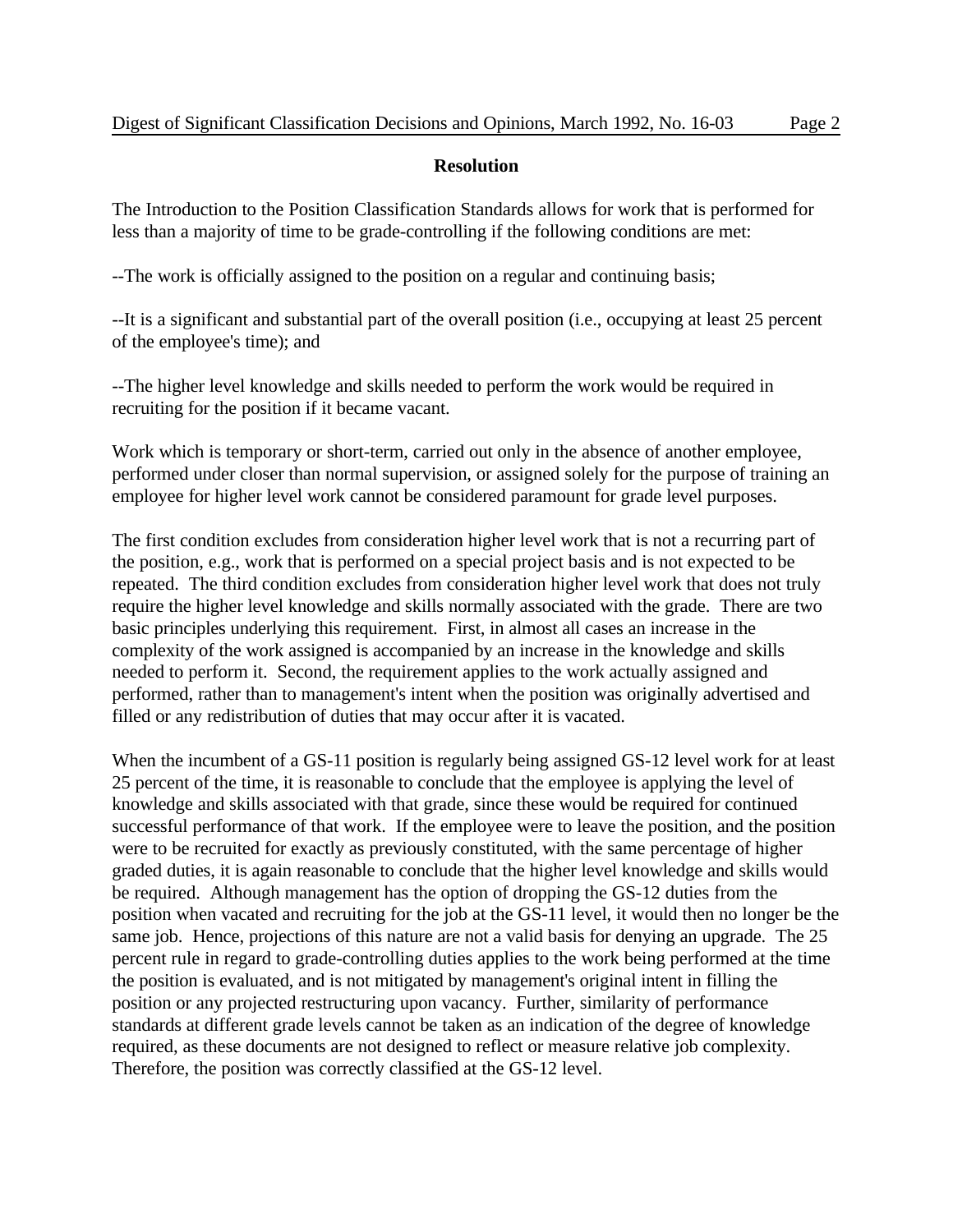## Resolution

The Introduction to the Position Classification Standards allows for work that is performed for less than a majority of time to be grade-controlling if the following conditions are met:

--The work is officially assigned to the position on a regular and continuing basis;

--It is a significant and substantial part of the overall position (i.e., occupying at least 25 percent of the employee's time); and

--The higher level knowledge and skills needed to perform the work would be required in recruiting for the position if it became vacant.

Work which is temporary or short-term, carried out only in the absence of another employee, performed under closer than normal supervision, or assigned solely for the purpose of training an employee for higher level work cannot be considered paramount for grade level purposes.

The first condition excludes from consideration higher level work that is not a recurring part of the position, e.g., work that is performed on a special project basis and is not expected to be repeated. The third condition excludes from consideration higher level work that does not truly require the higher level knowledge and skills normally associated with the grade. There are two basic principles underlying this requirement. First, in almost all cases an increase in the complexity of the work assigned is accompanied by an increase in the knowledge and skills needed to perform it. Second, the requirement applies to the work actually assigned and performed, rather than to management's intent when the position was originally advertised and filled or any redistribution of duties that may occur after it is vacated.

When the incumbent of a GS-11 position is regularly being assigned GS-12 level work for at least 25 percent of the time, it is reasonable to conclude that the employee is applying the level of knowledge and skills associated with that grade, since these would be required for continued successful performance of that work. If the employee were to leave the position, and the position were to be recruited for exactly as previously constituted, with the same percentage of higher graded duties, it is again reasonable to conclude that the higher level knowledge and skills would be required. Although management has the option of dropping the GS-12 duties from the position when vacated and recruiting for the job at the GS-11 level, it would then no longer be the same job. Hence, projections of this nature are not a valid basis for denying an upgrade. The 25 percent rule in regard to grade-controlling duties applies to the work being performed at the time the position is evaluated, and is not mitigated by management's original intent in filling the position or any projected restructuring upon vacancy. Further, similarity of performance standards at different grade levels cannot be taken as an indication of the degree of knowledge required, as these documents are not designed to reflect or measure relative job complexity. Therefore, the position was correctly classified at the GS-12 level.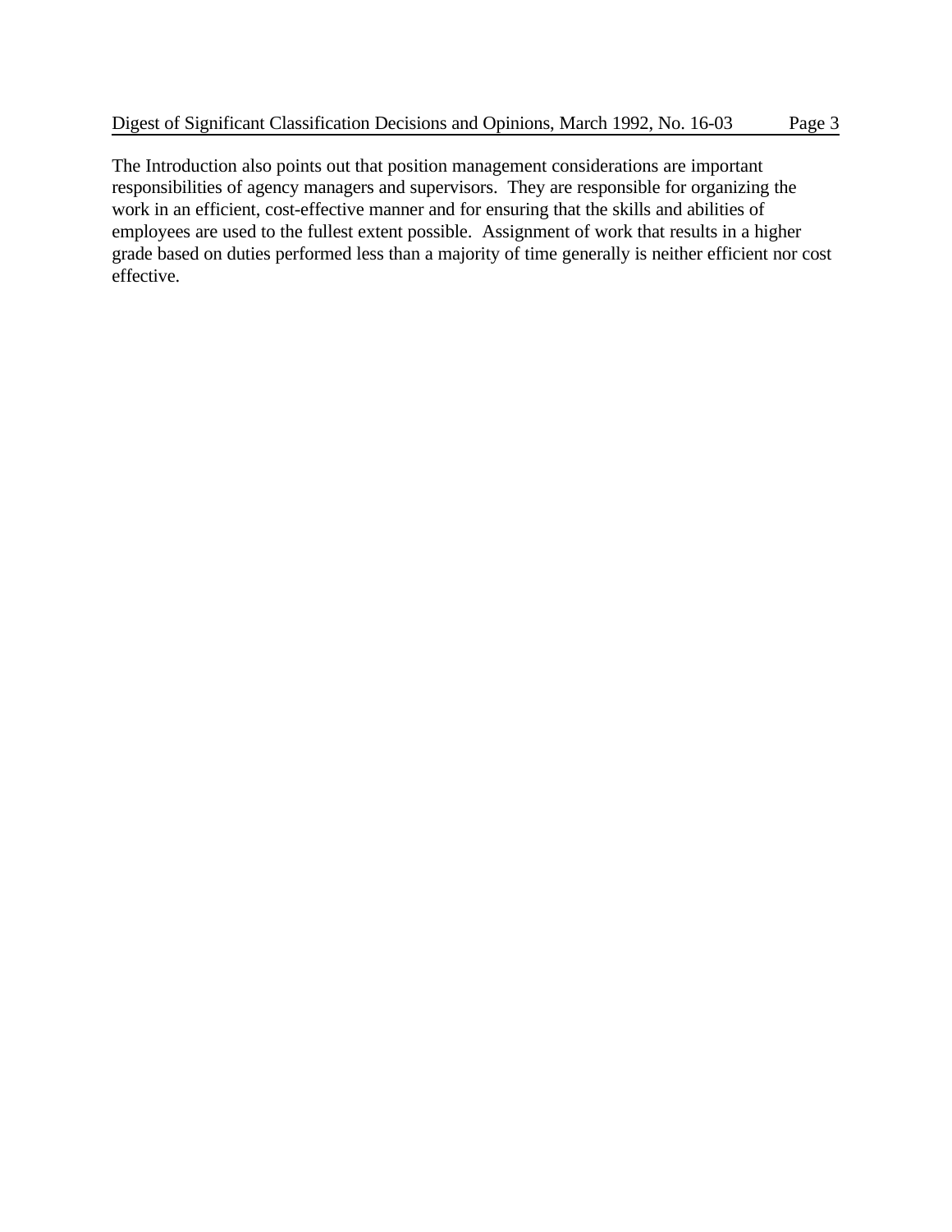The Introduction also points out that position management considerations are important responsibilities of agency managers and supervisors. They are responsible for organizing the work in an efficient, cost-effective manner and for ensuring that the skills and abilities of employees are used to the fullest extent possible. Assignment of work that results in a higher grade based on duties performed less than a majority of time generally is neither efficient nor cost effective.